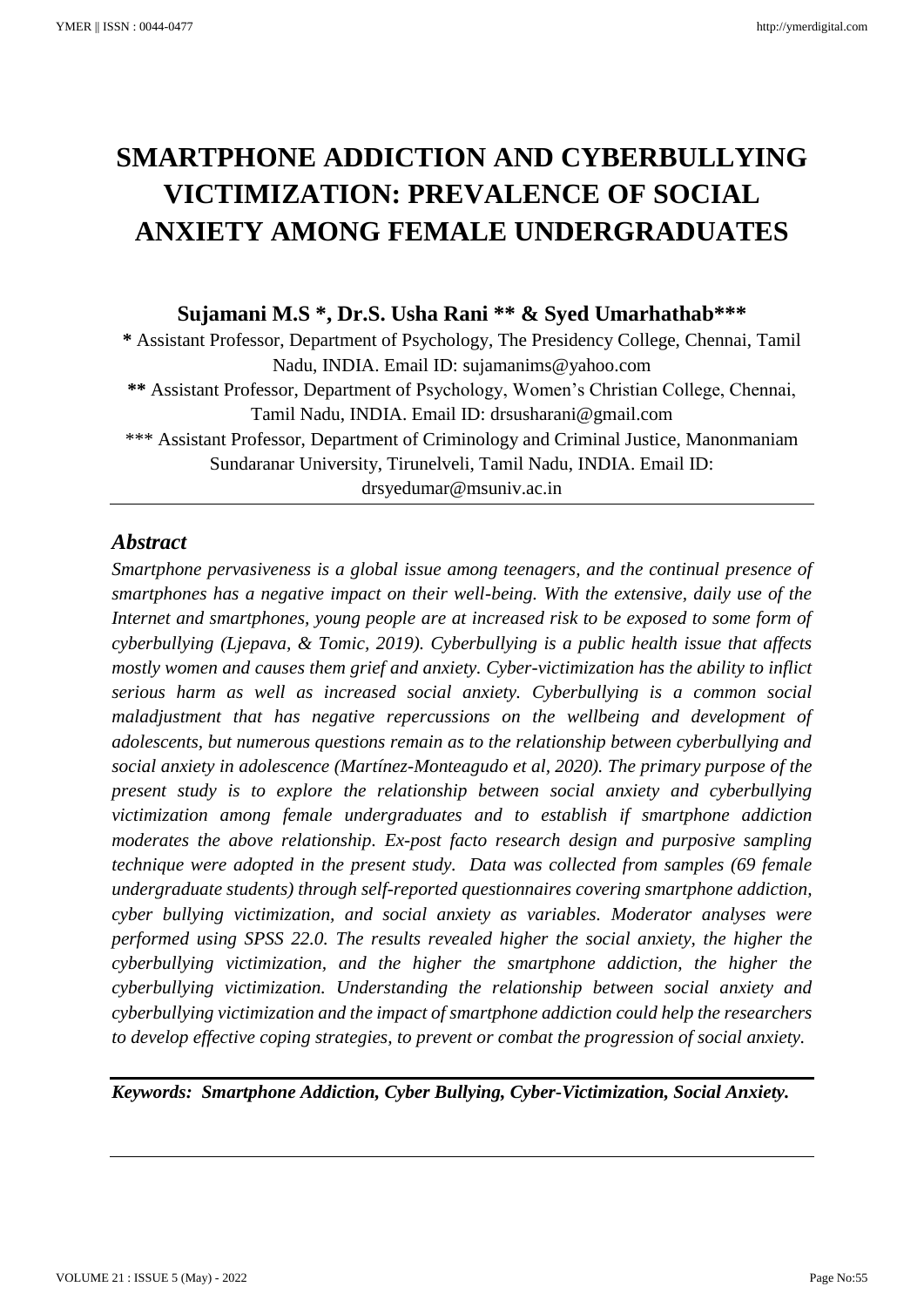# SMARTPHONE ADDICTION AND CYBERBULLYING VICTIMIZATION: PREVALENCE OF SOCIAL ANXIETY AMONG FEMALE UNDERGRADUATES

**Sujamani M.S *, Dr.S. Usha Rani ** & Syed Umarhathab*****

**\*** Assistant Professor, Department of Psychology, The Presidency College, Chennai, Tamil Nadu, INDIA. Email ID: sujamanims@yahoo.com

**\*\*** Assistant Professor, Department of Psychology, Women's Christian College, Chennai, Tamil Nadu, INDIA. Email ID: drsusharani@gmail.com

\*\*\* Assistant Professor, Department of Criminology and Criminal Justice, Manonmaniam Sundaranar University, Tirunelveli, Tamil Nadu, INDIA. Email ID: drsyedumar@msuniv.ac.in

---

## *Abstract*

*Smartphone pervasiveness is a global issue among teenagers, and the continual presence of smartphones has a negative impact on their well-being. With the extensive, daily use of the Internet and smartphones, young people are at increased risk to be exposed to some form of cyberbullying (Ljepava, & Tomic, 2019). Cyberbullying is a public health issue that affects mostly women and causes them grief and anxiety. Cyber-victimization has the ability to inflict serious harm as well as increased social anxiety. Cyberbullying is a common social maladjustment that has negative repercussions on the wellbeing and development of adolescents, but numerous questions remain as to the relationship between cyberbullying and social anxiety in adolescence (Martínez-Monteagudo et al, 2020). The primary purpose of the present study is to explore the relationship between social anxiety and cyberbullying victimization among female undergraduates and to establish if smartphone addiction moderates the above relationship. Ex-post facto research design and purposive sampling technique were adopted in the present study. Data was collected from samples (69 female undergraduate students) through self-reported questionnaires covering smartphone addiction, cyber bullying victimization, and social anxiety as variables. Moderator analyses were performed using SPSS 22.0. The results revealed higher the social anxiety, the higher the cyberbullying victimization, and the higher the smartphone addiction, the higher the cyberbullying victimization. Understanding the relationship between social anxiety and cyberbullying victimization and the impact of smartphone addiction could help the researchers to develop effective coping strategies, to prevent or combat the progression of social anxiety.*

---

***Keywords: Smartphone Addiction, Cyber Bullying, Cyber-Victimization, Social Anxiety.***

---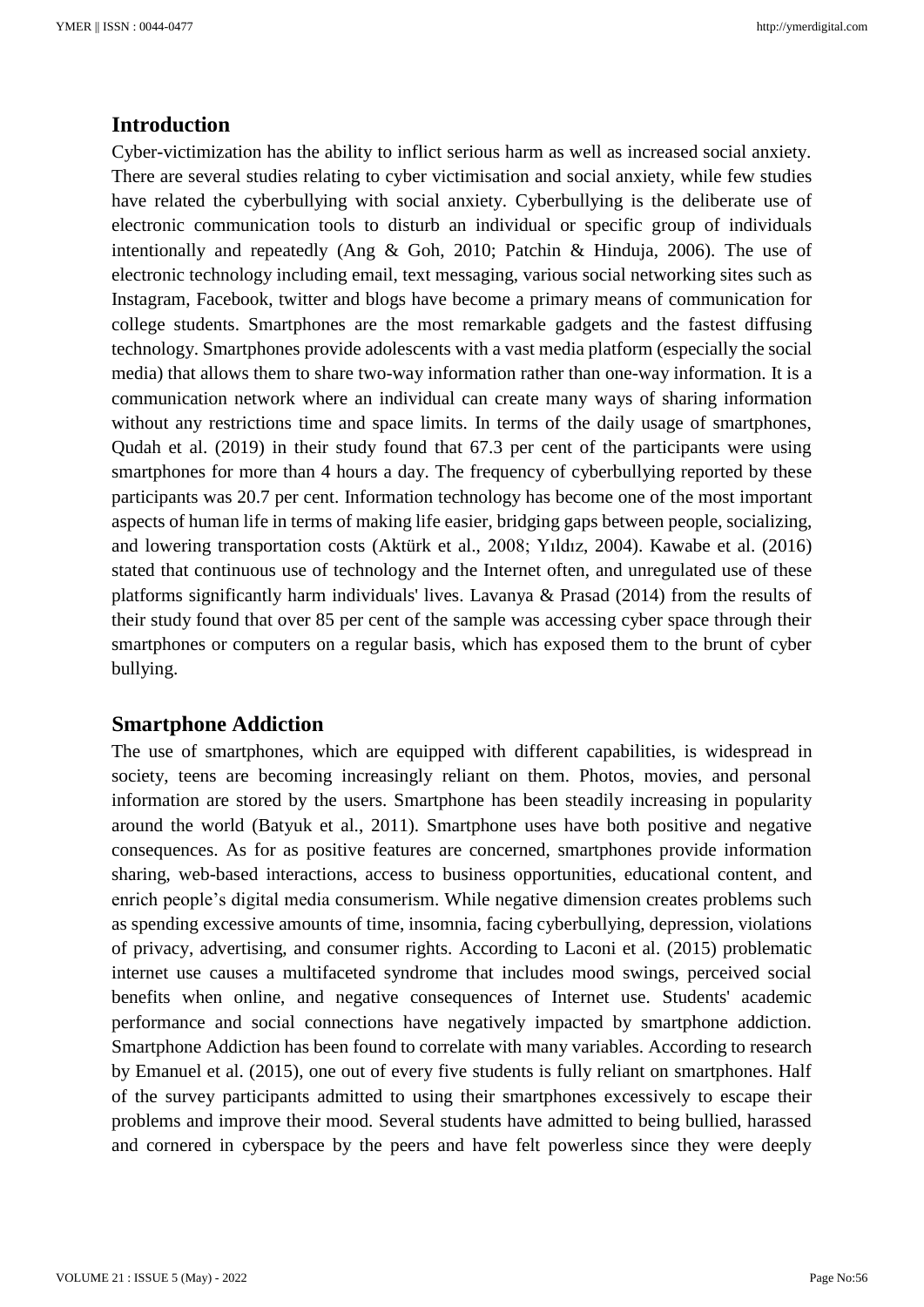## Introduction

Cyber-victimization has the ability to inflict serious harm as well as increased social anxiety. There are several studies relating to cyber victimisation and social anxiety, while few studies have related the cyberbullying with social anxiety. Cyberbullying is the deliberate use of electronic communication tools to disturb an individual or specific group of individuals intentionally and repeatedly (Ang & Goh, 2010; Patchin & Hinduja, 2006). The use of electronic technology including email, text messaging, various social networking sites such as Instagram, Facebook, twitter and blogs have become a primary means of communication for college students. Smartphones are the most remarkable gadgets and the fastest diffusing technology. Smartphones provide adolescents with a vast media platform (especially the social media) that allows them to share two-way information rather than one-way information. It is a communication network where an individual can create many ways of sharing information without any restrictions time and space limits. In terms of the daily usage of smartphones, Qudah et al. (2019) in their study found that 67.3 per cent of the participants were using smartphones for more than 4 hours a day. The frequency of cyberbullying reported by these participants was 20.7 per cent. Information technology has become one of the most important aspects of human life in terms of making life easier, bridging gaps between people, socializing, and lowering transportation costs (Aktürk et al., 2008; Yıldız, 2004). Kawabe et al. (2016) stated that continuous use of technology and the Internet often, and unregulated use of these platforms significantly harm individuals' lives. Lavanya & Prasad (2014) from the results of their study found that over 85 per cent of the sample was accessing cyber space through their smartphones or computers on a regular basis, which has exposed them to the brunt of cyber bullying.

## Smartphone Addiction

The use of smartphones, which are equipped with different capabilities, is widespread in society, teens are becoming increasingly reliant on them. Photos, movies, and personal information are stored by the users. Smartphone has been steadily increasing in popularity around the world (Batyuk et al., 2011). Smartphone uses have both positive and negative consequences. As for as positive features are concerned, smartphones provide information sharing, web-based interactions, access to business opportunities, educational content, and enrich people's digital media consumerism. While negative dimension creates problems such as spending excessive amounts of time, insomnia, facing cyberbullying, depression, violations of privacy, advertising, and consumer rights. According to Laconi et al. (2015) problematic internet use causes a multifaceted syndrome that includes mood swings, perceived social benefits when online, and negative consequences of Internet use. Students' academic performance and social connections have negatively impacted by smartphone addiction. Smartphone Addiction has been found to correlate with many variables. According to research by Emanuel et al. (2015), one out of every five students is fully reliant on smartphones. Half of the survey participants admitted to using their smartphones excessively to escape their problems and improve their mood. Several students have admitted to being bullied, harassed and cornered in cyberspace by the peers and have felt powerless since they were deeply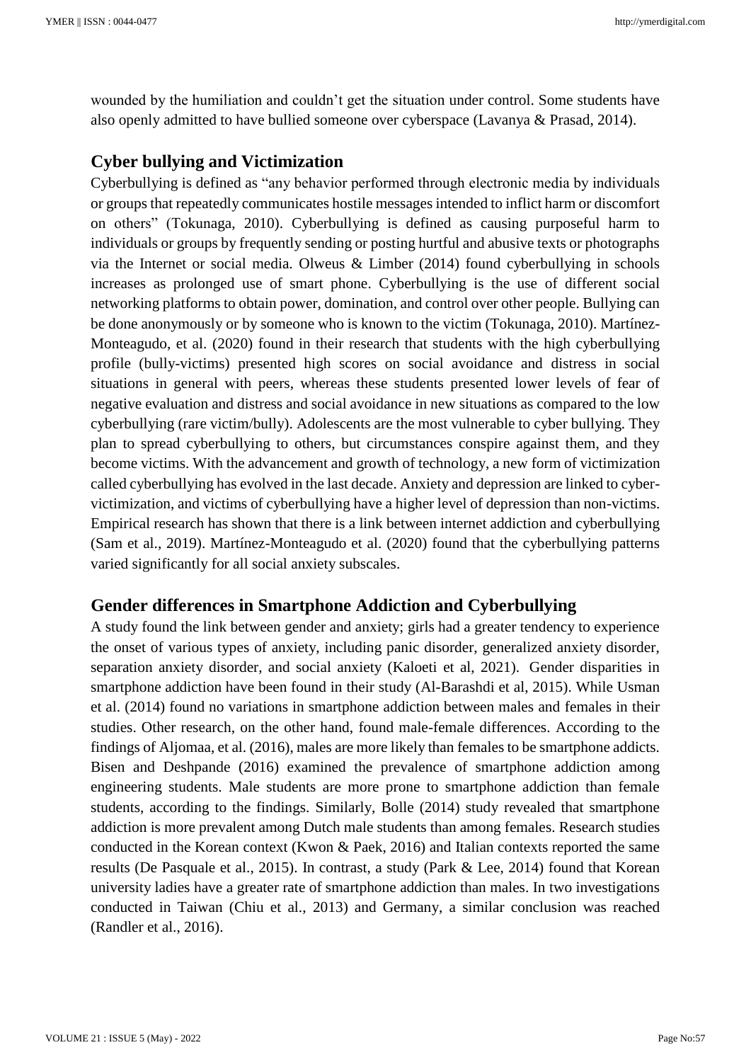wounded by the humiliation and couldn't get the situation under control. Some students have also openly admitted to have bullied someone over cyberspace (Lavanya & Prasad, 2014).

## Cyber bullying and Victimization

Cyberbullying is defined as "any behavior performed through electronic media by individuals or groups that repeatedly communicates hostile messages intended to inflict harm or discomfort on others" (Tokunaga, 2010). Cyberbullying is defined as causing purposeful harm to individuals or groups by frequently sending or posting hurtful and abusive texts or photographs via the Internet or social media. Olweus & Limber (2014) found cyberbullying in schools increases as prolonged use of smart phone. Cyberbullying is the use of different social networking platforms to obtain power, domination, and control over other people. Bullying can be done anonymously or by someone who is known to the victim (Tokunaga, 2010). Martínez-Monteagudo, et al. (2020) found in their research that students with the high cyberbullying profile (bully-victims) presented high scores on social avoidance and distress in social situations in general with peers, whereas these students presented lower levels of fear of negative evaluation and distress and social avoidance in new situations as compared to the low cyberbullying (rare victim/bully). Adolescents are the most vulnerable to cyber bullying. They plan to spread cyberbullying to others, but circumstances conspire against them, and they become victims. With the advancement and growth of technology, a new form of victimization called cyberbullying has evolved in the last decade. Anxiety and depression are linked to cyber-victimization, and victims of cyberbullying have a higher level of depression than non-victims. Empirical research has shown that there is a link between internet addiction and cyberbullying (Sam et al., 2019). Martínez-Monteagudo et al. (2020) found that the cyberbullying patterns varied significantly for all social anxiety subscales.

## Gender differences in Smartphone Addiction and Cyberbullying

A study found the link between gender and anxiety; girls had a greater tendency to experience the onset of various types of anxiety, including panic disorder, generalized anxiety disorder, separation anxiety disorder, and social anxiety (Kaloeti et al, 2021). Gender disparities in smartphone addiction have been found in their study (Al-Barashdi et al, 2015). While Usman et al. (2014) found no variations in smartphone addiction between males and females in their studies. Other research, on the other hand, found male-female differences. According to the findings of Aljomaa, et al. (2016), males are more likely than females to be smartphone addicts. Bisen and Deshpande (2016) examined the prevalence of smartphone addiction among engineering students. Male students are more prone to smartphone addiction than female students, according to the findings. Similarly, Bolle (2014) study revealed that smartphone addiction is more prevalent among Dutch male students than among females. Research studies conducted in the Korean context (Kwon & Paek, 2016) and Italian contexts reported the same results (De Pasquale et al., 2015). In contrast, a study (Park & Lee, 2014) found that Korean university ladies have a greater rate of smartphone addiction than males. In two investigations conducted in Taiwan (Chiu et al., 2013) and Germany, a similar conclusion was reached (Randler et al., 2016).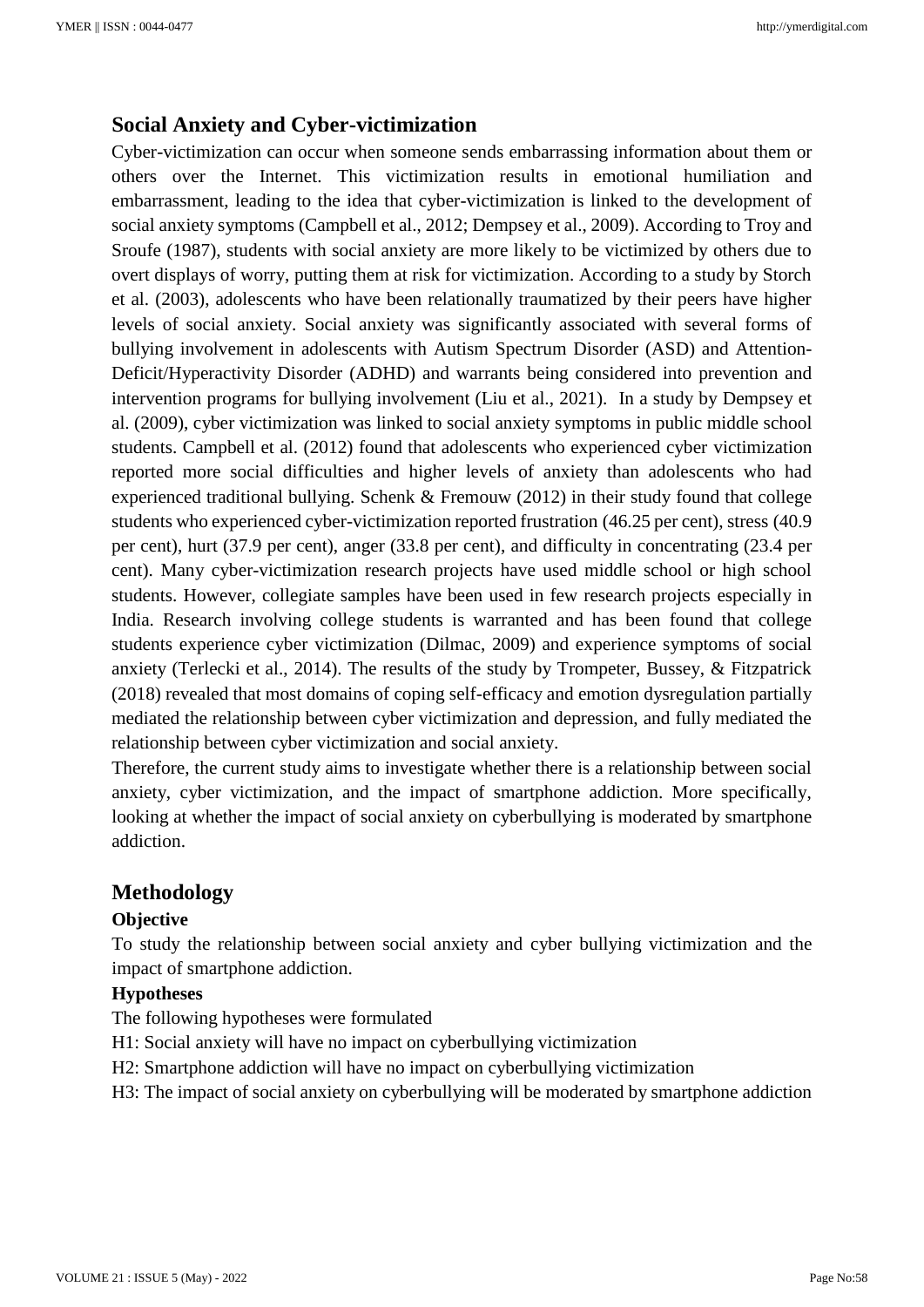## Social Anxiety and Cyber-victimization

Cyber-victimization can occur when someone sends embarrassing information about them or others over the Internet. This victimization results in emotional humiliation and embarrassment, leading to the idea that cyber-victimization is linked to the development of social anxiety symptoms (Campbell et al., 2012; Dempsey et al., 2009). According to Troy and Sroufe (1987), students with social anxiety are more likely to be victimized by others due to overt displays of worry, putting them at risk for victimization. According to a study by Storch et al. (2003), adolescents who have been relationally traumatized by their peers have higher levels of social anxiety. Social anxiety was significantly associated with several forms of bullying involvement in adolescents with Autism Spectrum Disorder (ASD) and Attention-Deficit/Hyperactivity Disorder (ADHD) and warrants being considered into prevention and intervention programs for bullying involvement (Liu et al., 2021). In a study by Dempsey et al. (2009), cyber victimization was linked to social anxiety symptoms in public middle school students. Campbell et al. (2012) found that adolescents who experienced cyber victimization reported more social difficulties and higher levels of anxiety than adolescents who had experienced traditional bullying. Schenk & Fremouw (2012) in their study found that college students who experienced cyber-victimization reported frustration (46.25 per cent), stress (40.9 per cent), hurt (37.9 per cent), anger (33.8 per cent), and difficulty in concentrating (23.4 per cent). Many cyber-victimization research projects have used middle school or high school students. However, collegiate samples have been used in few research projects especially in India. Research involving college students is warranted and has been found that college students experience cyber victimization (Dilmac, 2009) and experience symptoms of social anxiety (Terlecki et al., 2014). The results of the study by Trompeter, Bussey, & Fitzpatrick (2018) revealed that most domains of coping self-efficacy and emotion dysregulation partially mediated the relationship between cyber victimization and depression, and fully mediated the relationship between cyber victimization and social anxiety.

Therefore, the current study aims to investigate whether there is a relationship between social anxiety, cyber victimization, and the impact of smartphone addiction. More specifically, looking at whether the impact of social anxiety on cyberbullying is moderated by smartphone addiction.

## Methodology

### Objective

To study the relationship between social anxiety and cyber bullying victimization and the impact of smartphone addiction.

### Hypotheses

The following hypotheses were formulated

H1: Social anxiety will have no impact on cyberbullying victimization

H2: Smartphone addiction will have no impact on cyberbullying victimization

H3: The impact of social anxiety on cyberbullying will be moderated by smartphone addiction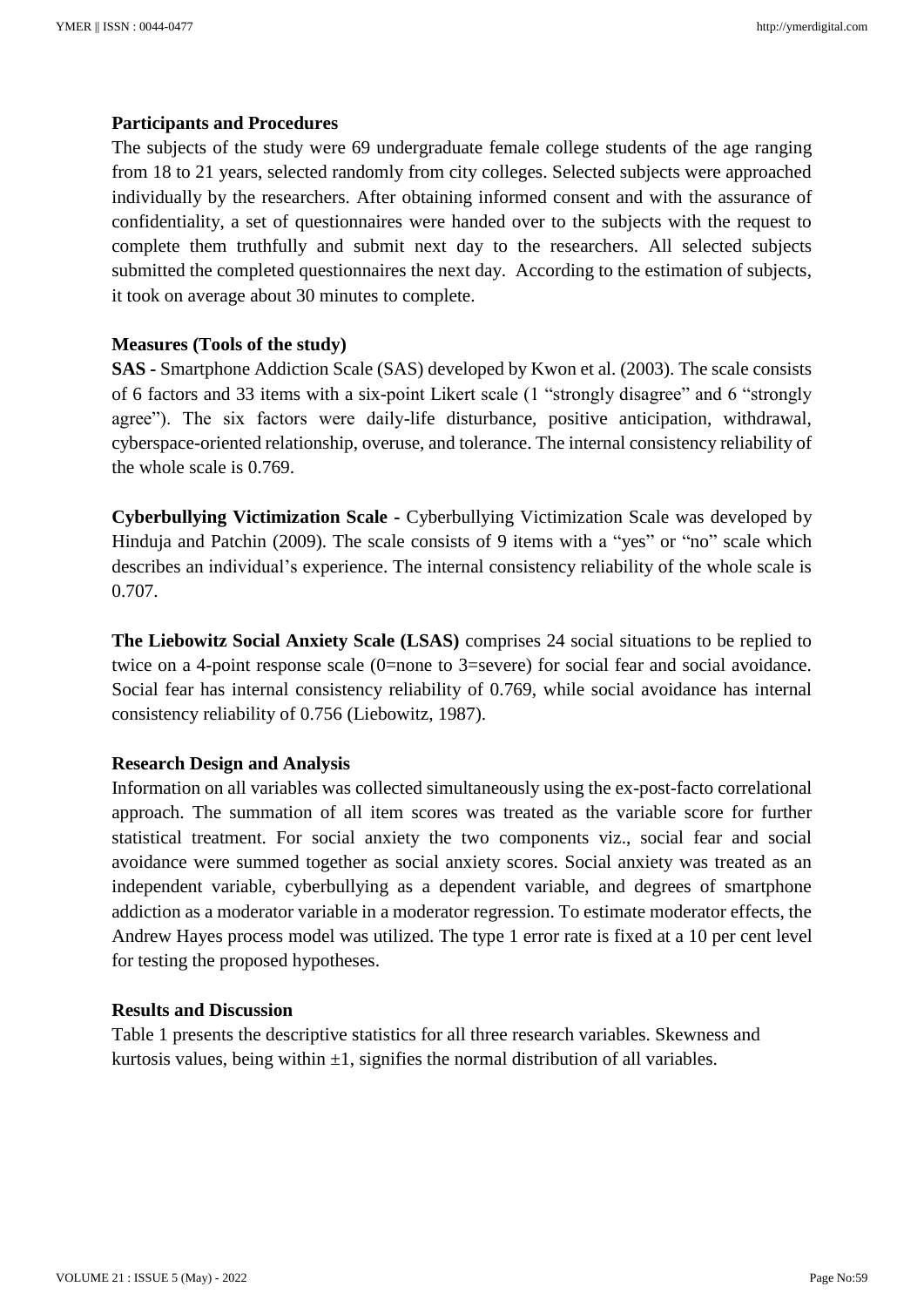**Participants and Procedures**

The subjects of the study were 69 undergraduate female college students of the age ranging from 18 to 21 years, selected randomly from city colleges. Selected subjects were approached individually by the researchers. After obtaining informed consent and with the assurance of confidentiality, a set of questionnaires were handed over to the subjects with the request to complete them truthfully and submit next day to the researchers. All selected subjects submitted the completed questionnaires the next day. According to the estimation of subjects, it took on average about 30 minutes to complete.

**Measures (Tools of the study)**

**SAS -** Smartphone Addiction Scale (SAS) developed by Kwon et al. (2003). The scale consists of 6 factors and 33 items with a six-point Likert scale (1 "strongly disagree" and 6 "strongly agree"). The six factors were daily-life disturbance, positive anticipation, withdrawal, cyberspace-oriented relationship, overuse, and tolerance. The internal consistency reliability of the whole scale is 0.769.

**Cyberbullying Victimization Scale -** Cyberbullying Victimization Scale was developed by Hinduja and Patchin (2009). The scale consists of 9 items with a "yes" or "no" scale which describes an individual's experience. The internal consistency reliability of the whole scale is 0.707.

**The Liebowitz Social Anxiety Scale (LSAS)** comprises 24 social situations to be replied to twice on a 4-point response scale (0=none to 3=severe) for social fear and social avoidance. Social fear has internal consistency reliability of 0.769, while social avoidance has internal consistency reliability of 0.756 (Liebowitz, 1987).

**Research Design and Analysis**

Information on all variables was collected simultaneously using the ex-post-facto correlational approach. The summation of all item scores was treated as the variable score for further statistical treatment. For social anxiety the two components viz., social fear and social avoidance were summed together as social anxiety scores. Social anxiety was treated as an independent variable, cyberbullying as a dependent variable, and degrees of smartphone addiction as a moderator variable in a moderator regression. To estimate moderator effects, the Andrew Hayes process model was utilized. The type 1 error rate is fixed at a 10 per cent level for testing the proposed hypotheses.

**Results and Discussion**

Table 1 presents the descriptive statistics for all three research variables. Skewness and kurtosis values, being within $\pm 1$, signifies the normal distribution of all variables.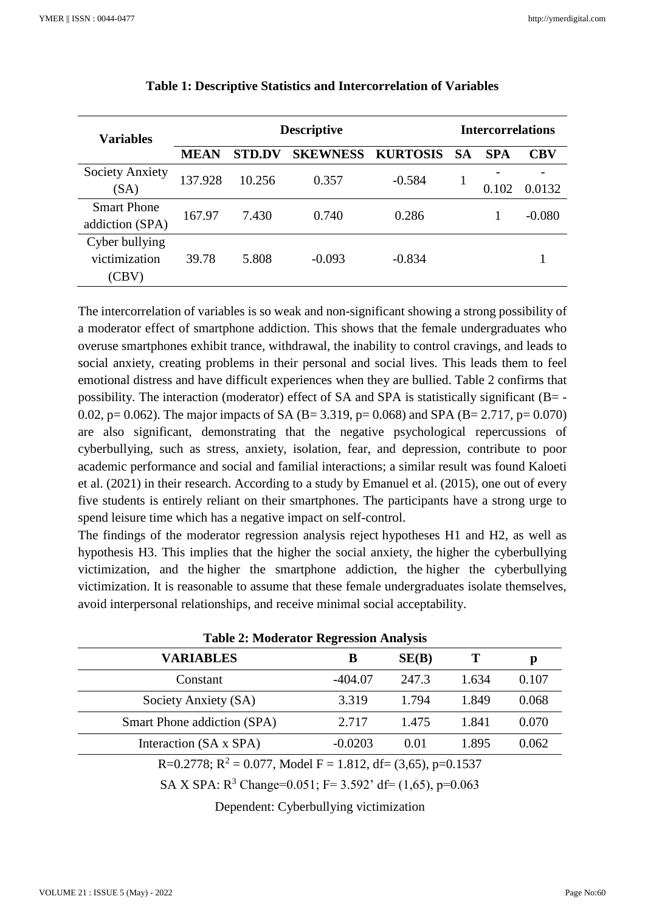**Table 1: Descriptive Statistics and Intercorrelation of Variables**

| Variables | Descriptive | | | | Intercorrelations | | |
|---|---|---|---|---|---|---|---|
| | MEAN | STD.DV | SKEWNESS | KURTOSIS | SA | SPA | CBV |
| Society Anxiety (SA) | 137.928 | 10.256 | 0.357 | -0.584 | 1 | -0.102 | -0.0132 |
| Smart Phone addiction (SPA) | 167.97 | 7.430 | 0.740 | 0.286 | | 1 | -0.080 |
| Cyber bullying victimization (CBV) | 39.78 | 5.808 | -0.093 | -0.834 | | | 1 |

The intercorrelation of variables is so weak and non-significant showing a strong possibility of a moderator effect of smartphone addiction. This shows that the female undergraduates who overuse smartphones exhibit trance, withdrawal, the inability to control cravings, and leads to social anxiety, creating problems in their personal and social lives. This leads them to feel emotional distress and have difficult experiences when they are bullied. Table 2 confirms that possibility. The interaction (moderator) effect of SA and SPA is statistically significant (B= -0.02, p= 0.062). The major impacts of SA (B= 3.319, p= 0.068) and SPA (B= 2.717, p= 0.070) are also significant, demonstrating that the negative psychological repercussions of cyberbullying, such as stress, anxiety, isolation, fear, and depression, contribute to poor academic performance and social and familial interactions; a similar result was found Kaloeti et al. (2021) in their research. According to a study by Emanuel et al. (2015), one out of every five students is entirely reliant on their smartphones. The participants have a strong urge to spend leisure time which has a negative impact on self-control.

The findings of the moderator regression analysis reject hypotheses H1 and H2, as well as hypothesis H3. This implies that the higher the social anxiety, the higher the cyberbullying victimization, and the higher the smartphone addiction, the higher the cyberbullying victimization. It is reasonable to assume that these female undergraduates isolate themselves, avoid interpersonal relationships, and receive minimal social acceptability.

**Table 2: Moderator Regression Analysis**

| VARIABLES | B | SE(B) | T | p |
|---|---|---|---|---|
| Constant | -404.07 | 247.3 | 1.634 | 0.107 |
| Society Anxiety (SA) | 3.319 | 1.794 | 1.849 | 0.068 |
| Smart Phone addiction (SPA) | 2.717 | 1.475 | 1.841 | 0.070 |
| Interaction (SA x SPA) | -0.0203 | 0.01 | 1.895 | 0.062 |

R=0.2778; $R^2$ = 0.077, Model F = 1.812, df= (3,65), p=0.1537

SA X SPA: $R^3$ Change=0.051; F= 3.592' df= (1,65), p=0.063

Dependent: Cyberbullying victimization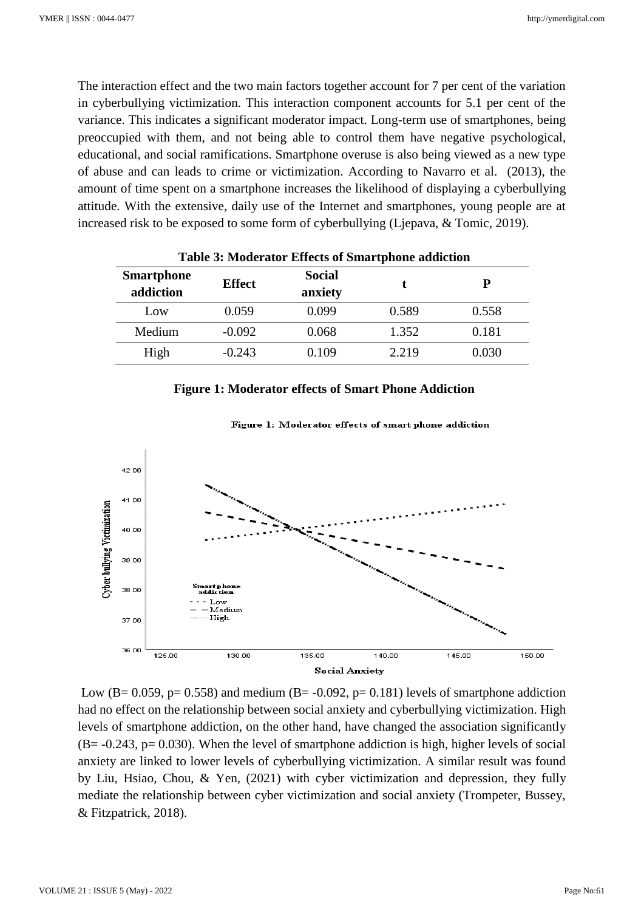The interaction effect and the two main factors together account for 7 per cent of the variation in cyberbullying victimization. This interaction component accounts for 5.1 per cent of the variance. This indicates a significant moderator impact. Long-term use of smartphones, being preoccupied with them, and not being able to control them have negative psychological, educational, and social ramifications. Smartphone overuse is also being viewed as a new type of abuse and can leads to crime or victimization. According to Navarro et al. (2013), the amount of time spent on a smartphone increases the likelihood of displaying a cyberbullying attitude. With the extensive, daily use of the Internet and smartphones, young people are at increased risk to be exposed to some form of cyberbullying (Ljepava, & Tomic, 2019).

**Table 3: Moderator Effects of Smartphone addiction**

| Smartphone addiction | Effect | Social anxiety | t | P |
|---|---|---|---|---|
| Low | 0.059 | 0.099 | 0.589 | 0.558 |
| Medium | -0.092 | 0.068 | 1.352 | 0.181 |
| High | -0.243 | 0.109 | 2.219 | 0.030 |

**Figure 1: Moderator effects of Smart Phone Addiction**

Low (B= 0.059, p= 0.558) and medium (B= -0.092, p= 0.181) levels of smartphone addiction had no effect on the relationship between social anxiety and cyberbullying victimization. High levels of smartphone addiction, on the other hand, have changed the association significantly (B= -0.243, p= 0.030). When the level of smartphone addiction is high, higher levels of social anxiety are linked to lower levels of cyberbullying victimization. A similar result was found by Liu, Hsiao, Chou, & Yen, (2021) with cyber victimization and depression, they fully mediate the relationship between cyber victimization and social anxiety (Trompeter, Bussey, & Fitzpatrick, 2018).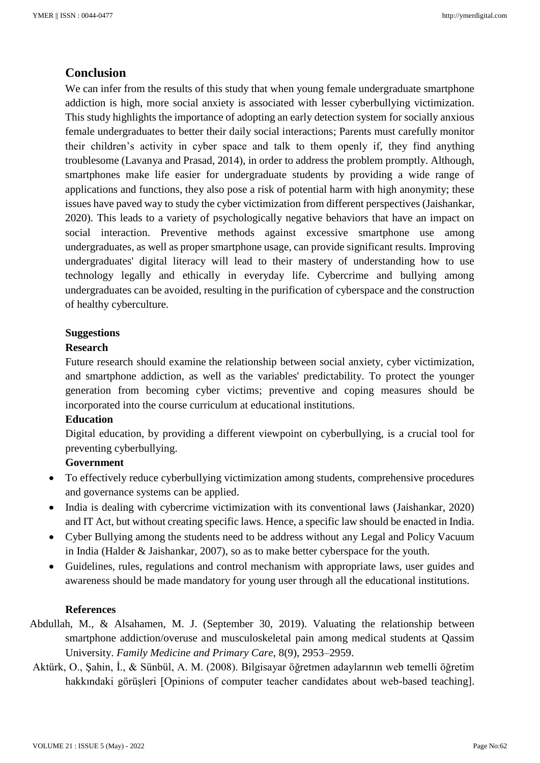## Conclusion

We can infer from the results of this study that when young female undergraduate smartphone addiction is high, more social anxiety is associated with lesser cyberbullying victimization. This study highlights the importance of adopting an early detection system for socially anxious female undergraduates to better their daily social interactions; Parents must carefully monitor their children's activity in cyber space and talk to them openly if, they find anything troublesome (Lavanya and Prasad, 2014), in order to address the problem promptly. Although, smartphones make life easier for undergraduate students by providing a wide range of applications and functions, they also pose a risk of potential harm with high anonymity; these issues have paved way to study the cyber victimization from different perspectives (Jaishankar, 2020). This leads to a variety of psychologically negative behaviors that have an impact on social interaction. Preventive methods against excessive smartphone use among undergraduates, as well as proper smartphone usage, can provide significant results. Improving undergraduates' digital literacy will lead to their mastery of understanding how to use technology legally and ethically in everyday life. Cybercrime and bullying among undergraduates can be avoided, resulting in the purification of cyberspace and the construction of healthy cyberculture.

**Suggestions**

**Research**

Future research should examine the relationship between social anxiety, cyber victimization, and smartphone addiction, as well as the variables' predictability. To protect the younger generation from becoming cyber victims; preventive and coping measures should be incorporated into the course curriculum at educational institutions.

**Education**

Digital education, by providing a different viewpoint on cyberbullying, is a crucial tool for preventing cyberbullying.

**Government**

- To effectively reduce cyberbullying victimization among students, comprehensive procedures and governance systems can be applied.
- India is dealing with cybercrime victimization with its conventional laws (Jaishankar, 2020) and IT Act, but without creating specific laws. Hence, a specific law should be enacted in India.
- Cyber Bullying among the students need to be address without any Legal and Policy Vacuum in India (Halder & Jaishankar, 2007), so as to make better cyberspace for the youth.
- Guidelines, rules, regulations and control mechanism with appropriate laws, user guides and awareness should be made mandatory for young user through all the educational institutions.

**References**

Abdullah, M., & Alsahamen, M. J. (September 30, 2019). Valuating the relationship between smartphone addiction/overuse and musculoskeletal pain among medical students at Qassim University. *Family Medicine and Primary Care*, 8(9), 2953–2959.

Aktürk, O., Şahin, İ., & Sünbül, A. M. (2008). Bilgisayar öğretmen adaylarının web temelli öğretim hakkındaki görüşleri [Opinions of computer teacher candidates about web-based teaching].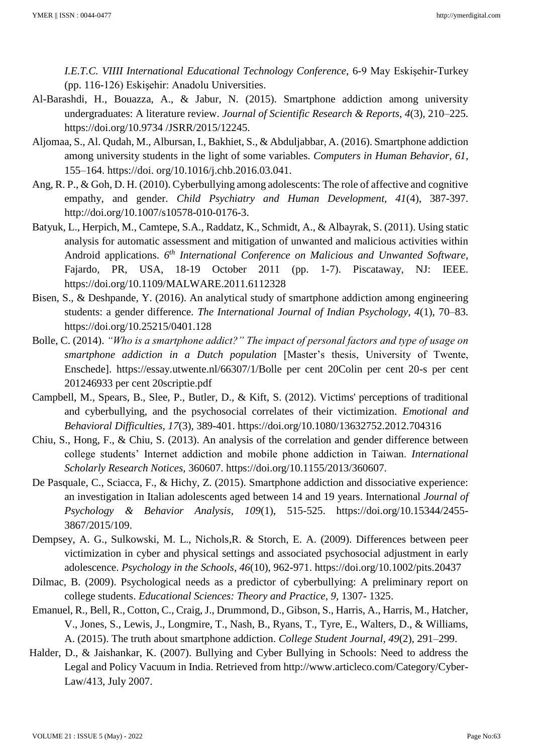*I.E.T.C. VIIII International Educational Technology Conference*, 6-9 May Eskişehir-Turkey (pp. 116-126) Eskişehir: Anadolu Universities.

Al-Barashdi, H., Bouazza, A., & Jabur, N. (2015). Smartphone addiction among university undergraduates: A literature review. *Journal of Scientific Research & Reports, 4*(3), 210–225. https://doi.org/10.9734 /JSRR/2015/12245.

Aljomaa, S., Al. Qudah, M., Albursan, I., Bakhiet, S., & Abduljabbar, A. (2016). Smartphone addiction among university students in the light of some variables. *Computers in Human Behavior, 61*, 155–164. https://doi. org/10.1016/j.chb.2016.03.041.

Ang, R. P., & Goh, D. H. (2010). Cyberbullying among adolescents: The role of affective and cognitive empathy, and gender. *Child Psychiatry and Human Development, 41*(4), 387-397. http://doi.org/10.1007/s10578-010-0176-3.

Batyuk, L., Herpich, M., Camtepe, S.A., Raddatz, K., Schmidt, A., & Albayrak, S. (2011). Using static analysis for automatic assessment and mitigation of unwanted and malicious activities within Android applications. *6th International Conference on Malicious and Unwanted Software*, Fajardo, PR, USA, 18-19 October 2011 (pp. 1-7). Piscataway, NJ: IEEE. https://doi.org/10.1109/MALWARE.2011.6112328

Bisen, S., & Deshpande, Y. (2016). An analytical study of smartphone addiction among engineering students: a gender difference. *The International Journal of Indian Psychology, 4*(1), 70–83. https://doi.org/10.25215/0401.128

Bolle, C. (2014). *"Who is a smartphone addict?" The impact of personal factors and type of usage on smartphone addiction in a Dutch population* [Master's thesis, University of Twente, Enschede]. https://essay.utwente.nl/66307/1/Bolle per cent 20Colin per cent 20-s per cent 201246933 per cent 20scriptie.pdf

Campbell, M., Spears, B., Slee, P., Butler, D., & Kift, S. (2012). Victims' perceptions of traditional and cyberbullying, and the psychosocial correlates of their victimization. *Emotional and Behavioral Difficulties, 17*(3), 389-401. https://doi.org/10.1080/13632752.2012.704316

Chiu, S., Hong, F., & Chiu, S. (2013). An analysis of the correlation and gender difference between college students' Internet addiction and mobile phone addiction in Taiwan. *International Scholarly Research Notices,* 360607. https://doi.org/10.1155/2013/360607.

De Pasquale, C., Sciacca, F., & Hichy, Z. (2015). Smartphone addiction and dissociative experience: an investigation in Italian adolescents aged between 14 and 19 years. International *Journal of Psychology & Behavior Analysis, 109*(1), 515-525. https://doi.org/10.15344/2455-3867/2015/109.

Dempsey, A. G., Sulkowski, M. L., Nichols,R. & Storch, E. A. (2009). Differences between peer victimization in cyber and physical settings and associated psychosocial adjustment in early adolescence. *Psychology in the Schools, 46*(10), 962-971. https://doi.org/10.1002/pits.20437

Dilmac, B. (2009). Psychological needs as a predictor of cyberbullying: A preliminary report on college students. *Educational Sciences: Theory and Practice, 9,* 1307- 1325.

Emanuel, R., Bell, R., Cotton, C., Craig, J., Drummond, D., Gibson, S., Harris, A., Harris, M., Hatcher, V., Jones, S., Lewis, J., Longmire, T., Nash, B., Ryans, T., Tyre, E., Walters, D., & Williams, A. (2015). The truth about smartphone addiction. *College Student Journal, 49*(2), 291–299.

Halder, D., & Jaishankar, K. (2007). Bullying and Cyber Bullying in Schools: Need to address the Legal and Policy Vacuum in India. Retrieved from http://www.articleco.com/Category/Cyber-Law/413, July 2007.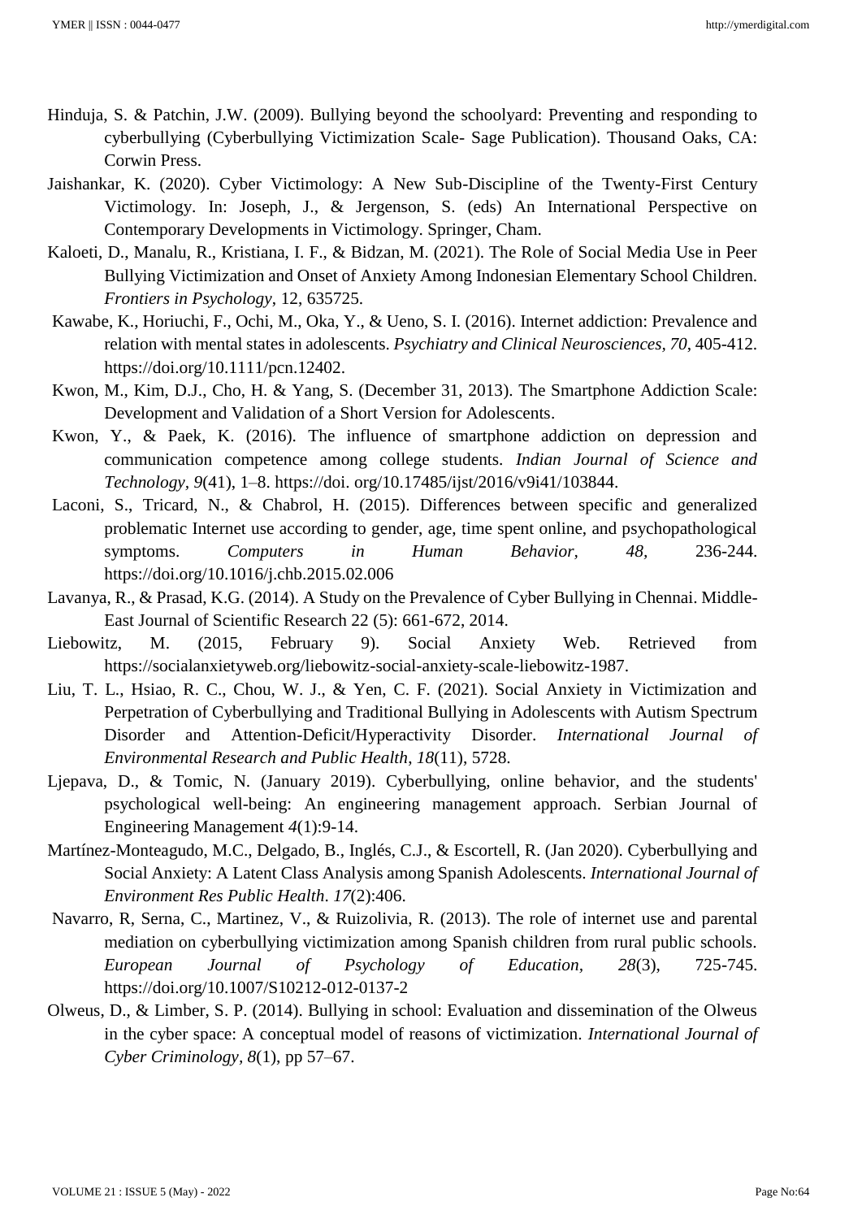Hinduja, S. & Patchin, J.W. (2009). Bullying beyond the schoolyard: Preventing and responding to cyberbullying (Cyberbullying Victimization Scale- Sage Publication). Thousand Oaks, CA: Corwin Press.

Jaishankar, K. (2020). Cyber Victimology: A New Sub-Discipline of the Twenty-First Century Victimology. In: Joseph, J., & Jergenson, S. (eds) An International Perspective on Contemporary Developments in Victimology. Springer, Cham.

Kaloeti, D., Manalu, R., Kristiana, I. F., & Bidzan, M. (2021). The Role of Social Media Use in Peer Bullying Victimization and Onset of Anxiety Among Indonesian Elementary School Children. *Frontiers in Psychology*, 12, 635725.

Kawabe, K., Horiuchi, F., Ochi, M., Oka, Y., & Ueno, S. I. (2016). Internet addiction: Prevalence and relation with mental states in adolescents. *Psychiatry and Clinical Neurosciences, 70*, 405-412. https://doi.org/10.1111/pcn.12402.

Kwon, M., Kim, D.J., Cho, H. & Yang, S. (December 31, 2013). The Smartphone Addiction Scale: Development and Validation of a Short Version for Adolescents.

Kwon, Y., & Paek, K. (2016). The influence of smartphone addiction on depression and communication competence among college students. *Indian Journal of Science and Technology, 9*(41), 1–8. https://doi. org/10.17485/ijst/2016/v9i41/103844.

Laconi, S., Tricard, N., & Chabrol, H. (2015). Differences between specific and generalized problematic Internet use according to gender, age, time spent online, and psychopathological symptoms. *Computers in Human Behavior, 48,* 236-244. https://doi.org/10.1016/j.chb.2015.02.006

Lavanya, R., & Prasad, K.G. (2014). A Study on the Prevalence of Cyber Bullying in Chennai. Middle-East Journal of Scientific Research 22 (5): 661-672, 2014.

Liebowitz, M. (2015, February 9). Social Anxiety Web. Retrieved from https://socialanxietyweb.org/liebowitz-social-anxiety-scale-liebowitz-1987.

Liu, T. L., Hsiao, R. C., Chou, W. J., & Yen, C. F. (2021). Social Anxiety in Victimization and Perpetration of Cyberbullying and Traditional Bullying in Adolescents with Autism Spectrum Disorder and Attention-Deficit/Hyperactivity Disorder. *International Journal of Environmental Research and Public Health*, *18*(11), 5728.

Ljepava, D., & Tomic, N. (January 2019). Cyberbullying, online behavior, and the students' psychological well-being: An engineering management approach. Serbian Journal of Engineering Management *4*(1):9-14.

Martínez-Monteagudo, M.C., Delgado, B., Inglés, C.J., & Escortell, R. (Jan 2020). Cyberbullying and Social Anxiety: A Latent Class Analysis among Spanish Adolescents. *International Journal of Environment Res Public Health*. *17*(2):406.

Navarro, R, Serna, C., Martinez, V., & Ruizolivia, R. (2013). The role of internet use and parental mediation on cyberbullying victimization among Spanish children from rural public schools. *European Journal of Psychology of Education*, *28*(3), 725-745. https://doi.org/10.1007/S10212-012-0137-2

Olweus, D., & Limber, S. P. (2014). Bullying in school: Evaluation and dissemination of the Olweus in the cyber space: A conceptual model of reasons of victimization. *International Journal of Cyber Criminology, 8*(1), pp 57–67.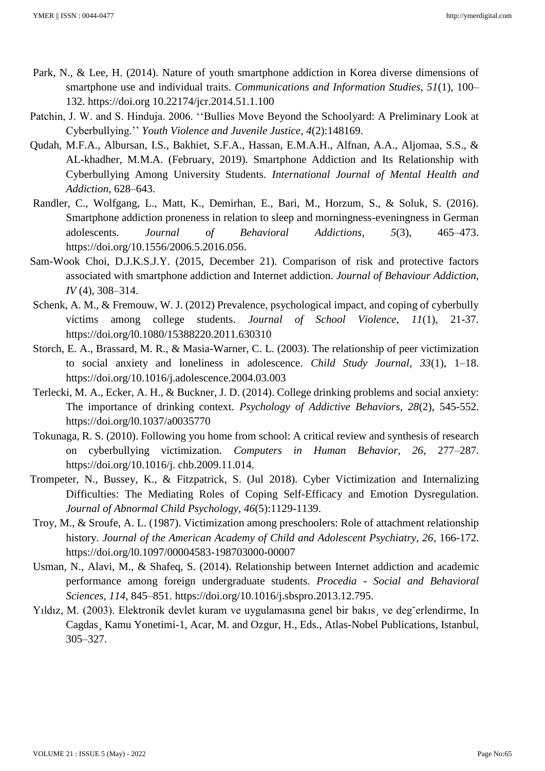Park, N., & Lee, H. (2014). Nature of youth smartphone addiction in Korea diverse dimensions of smartphone use and individual traits. *Communications and Information Studies, 51*(1), 100–132. https://doi.org 10.22174/jcr.2014.51.1.100

Patchin, J. W. and S. Hinduja. 2006. ''Bullies Move Beyond the Schoolyard: A Preliminary Look at Cyberbullying.'' *Youth Violence and Juvenile Justice, 4*(2):148169.

Qudah, M.F.A., Albursan, I.S., Bakhiet, S.F.A., Hassan, E.M.A.H., Alfnan, A.A., Aljomaa, S.S., & AL-khadher, M.M.A. (February, 2019). Smartphone Addiction and Its Relationship with Cyberbullying Among University Students. *International Journal of Mental Health and Addiction*, 628–643.

Randler, C., Wolfgang, L., Matt, K., Demirhan, E., Bari, M., Horzum, S., & Soluk, S. (2016). Smartphone addiction proneness in relation to sleep and morningness-eveningness in German adolescents. *Journal of Behavioral Addictions*, *5*(3), 465–473. https://doi.org/10.1556/2006.5.2016.056.

Sam-Wook Choi, D.J.K.S.J.Y. (2015, December 21). Comparison of risk and protective factors associated with smartphone addiction and Internet addiction. *Journal of Behaviour Addiction, IV* (4), 308–314.

Schenk, A. M., & Fremouw, W. J. (2012) Prevalence, psychological impact, and coping of cyberbully victims among college students. *Journal of School Violence, 11*(1), 21-37. https://doi.org/l0.1080/15388220.2011.630310

Storch, E. A., Brassard, M. R., & Masia-Warner, C. L. (2003). The relationship of peer victimization to social anxiety and loneliness in adolescence. *Child Study Journal, 33*(1), 1–18. https://doi.org/10.1016/j.adolescence.2004.03.003

Terlecki, M. A., Ecker, A. H., & Buckner, J. D. (2014). College drinking problems and social anxiety: The importance of drinking context. *Psychology of Addictive Behaviors, 28*(2), 545-552. https://doi.org/l0.1037/a0035770

Tokunaga, R. S. (2010). Following you home from school: A critical review and synthesis of research on cyberbullying victimization. *Computers in Human Behavior, 26*, 277–287. https://doi.org/10.1016/j. chb.2009.11.014.

Trompeter, N., Bussey, K., & Fitzpatrick, S. (Jul 2018). Cyber Victimization and Internalizing Difficulties: The Mediating Roles of Coping Self-Efficacy and Emotion Dysregulation. *Journal of Abnormal Child Psychology, 46*(5):1129-1139.

Troy, M., & Sroufe, A. L. (1987). Victimization among preschoolers: Role of attachment relationship history. *Journal of the American Academy of Child and Adolescent Psychiatry, 26*, 166-172. https://doi.org/l0.1097/00004583-198703000-00007

Usman, N., Alavi, M., & Shafeq, S. (2014). Relationship between Internet addiction and academic performance among foreign undergraduate students. *Procedia - Social and Behavioral Sciences, 114*, 845–851. https://doi.org/10.1016/j.sbspro.2013.12.795.

Yıldız, M. (2003). Elektronik devlet kuram ve uygulamasına genel bir bakıs¸ ve deg˘erlendirme, In Cagdas¸ Kamu Yonetimi-1, Acar, M. and Ozgur, H., Eds., Atlas-Nobel Publications, Istanbul, 305–327.